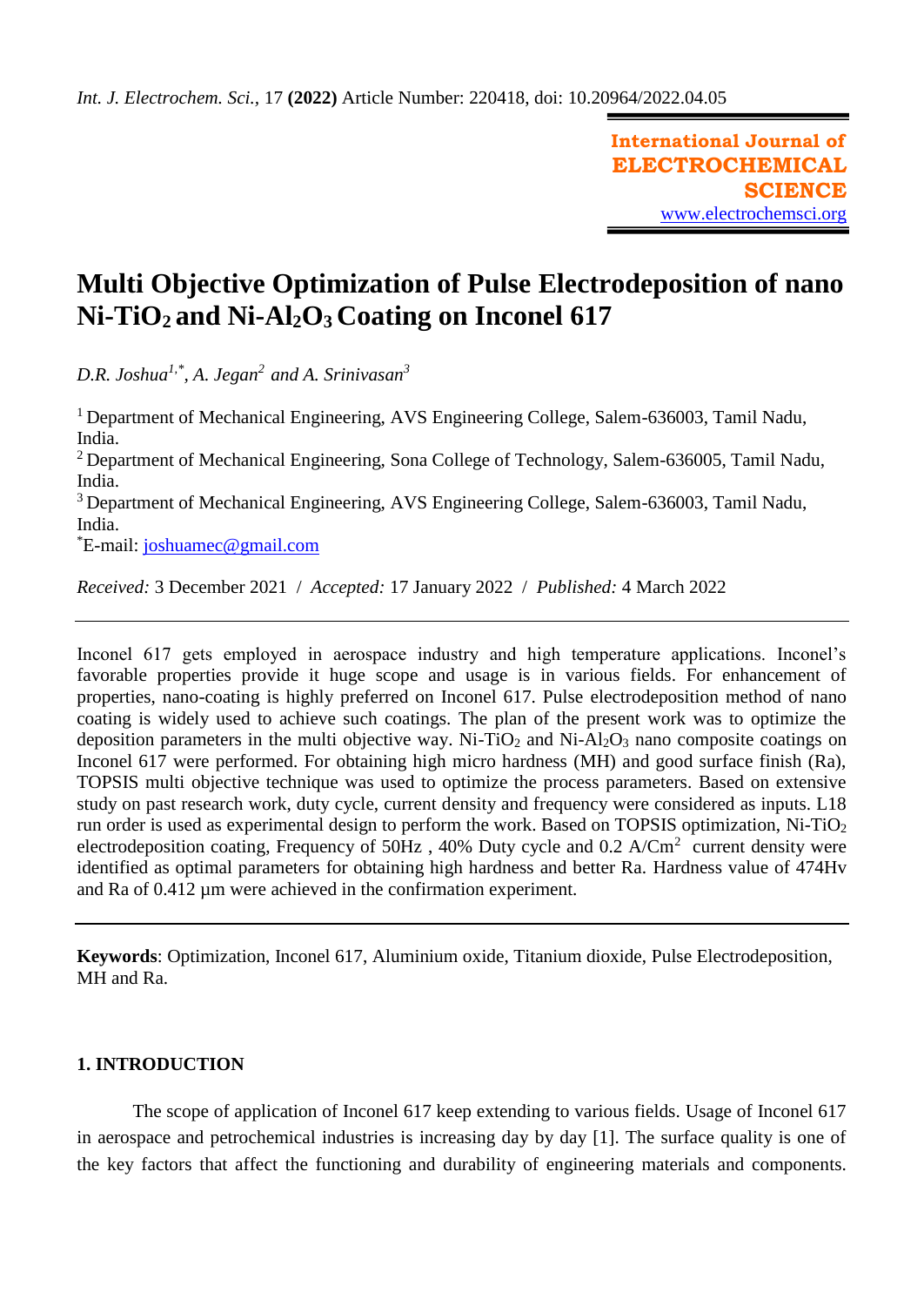# Multi Objective Optimization of Pulse Electrodeposition of nano $Ni-TiO_2$ and $Ni-Al_2O_3$ Coating on Inconel 617

*D.R. Joshua[1,*], A. Jegan[2] and A. Srinivasan[3]*

[1] Department of Mechanical Engineering, AVS Engineering College, Salem-636003, Tamil Nadu, India.
[2] Department of Mechanical Engineering, Sona College of Technology, Salem-636005, Tamil Nadu, India.
[3] Department of Mechanical Engineering, AVS Engineering College, Salem-636003, Tamil Nadu, India.
[*]E-mail: joshuamec@gmail.com

*Received:* 3 December 2021 / *Accepted:* 17 January 2022 / *Published:* 4 March 2022

---

Inconel 617 gets employed in aerospace industry and high temperature applications. Inconel's favorable properties provide it huge scope and usage is in various fields. For enhancement of properties, nano-coating is highly preferred on Inconel 617. Pulse electrodeposition method of nano coating is widely used to achieve such coatings. The plan of the present work was to optimize the deposition parameters in the multi objective way. $Ni-TiO_2$ and $Ni-Al_2O_3$ nano composite coatings on Inconel 617 were performed. For obtaining high micro hardness (MH) and good surface finish (Ra), TOPSIS multi objective technique was used to optimize the process parameters. Based on extensive study on past research work, duty cycle, current density and frequency were considered as inputs. L18 run order is used as experimental design to perform the work. Based on TOPSIS optimization, $Ni-TiO_2$ electrodeposition coating, Frequency of 50Hz , 40% Duty cycle and 0.2 $A/Cm^2$ current density were identified as optimal parameters for obtaining high hardness and better Ra. Hardness value of 474Hv and Ra of 0.412 µm were achieved in the confirmation experiment.

---

**Keywords**: Optimization, Inconel 617, Aluminium oxide, Titanium dioxide, Pulse Electrodeposition, MH and Ra.

## 1. INTRODUCTION

The scope of application of Inconel 617 keep extending to various fields. Usage of Inconel 617 in aerospace and petrochemical industries is increasing day by day [1]. The surface quality is one of the key factors that affect the functioning and durability of engineering materials and components.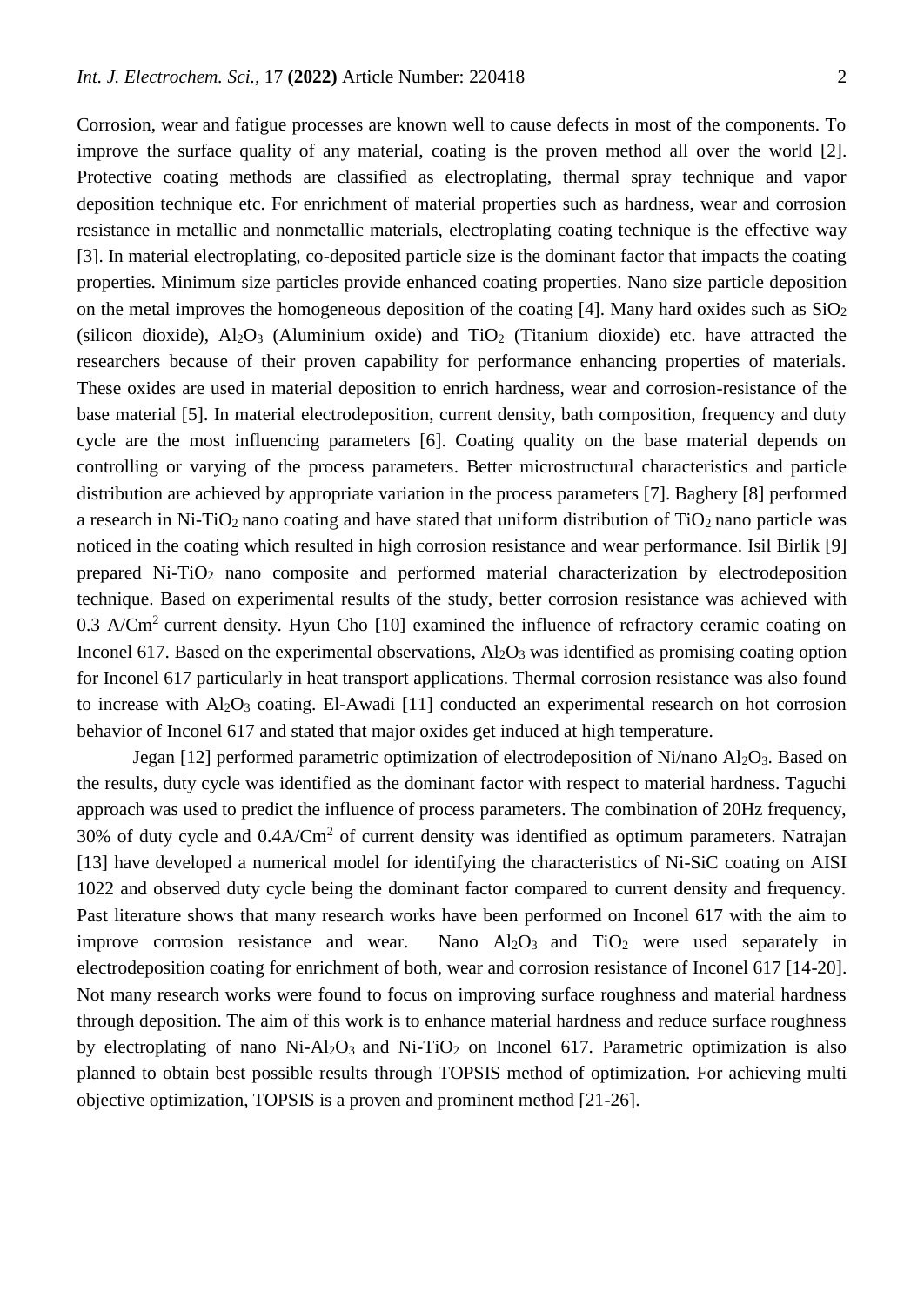Corrosion, wear and fatigue processes are known well to cause defects in most of the components. To improve the surface quality of any material, coating is the proven method all over the world [2]. Protective coating methods are classified as electroplating, thermal spray technique and vapor deposition technique etc. For enrichment of material properties such as hardness, wear and corrosion resistance in metallic and nonmetallic materials, electroplating coating technique is the effective way [3]. In material electroplating, co-deposited particle size is the dominant factor that impacts the coating properties. Minimum size particles provide enhanced coating properties. Nano size particle deposition on the metal improves the homogeneous deposition of the coating [4]. Many hard oxides such as $SiO_2$ (silicon dioxide), $Al_2O_3$ (Aluminium oxide) and $TiO_2$ (Titanium dioxide) etc. have attracted the researchers because of their proven capability for performance enhancing properties of materials. These oxides are used in material deposition to enrich hardness, wear and corrosion-resistance of the base material [5]. In material electrodeposition, current density, bath composition, frequency and duty cycle are the most influencing parameters [6]. Coating quality on the base material depends on controlling or varying of the process parameters. Better microstructural characteristics and particle distribution are achieved by appropriate variation in the process parameters [7]. Baghery [8] performed a research in Ni-$TiO_2$ nano coating and have stated that uniform distribution of $TiO_2$ nano particle was noticed in the coating which resulted in high corrosion resistance and wear performance. Isil Birlik [9] prepared Ni-$TiO_2$ nano composite and performed material characterization by electrodeposition technique. Based on experimental results of the study, better corrosion resistance was achieved with 0.3 $A/Cm^2$ current density. Hyun Cho [10] examined the influence of refractory ceramic coating on Inconel 617. Based on the experimental observations, $Al_2O_3$ was identified as promising coating option for Inconel 617 particularly in heat transport applications. Thermal corrosion resistance was also found to increase with $Al_2O_3$ coating. El-Awadi [11] conducted an experimental research on hot corrosion behavior of Inconel 617 and stated that major oxides get induced at high temperature.

Jegan [12] performed parametric optimization of electrodeposition of Ni/nano $Al_2O_3$. Based on the results, duty cycle was identified as the dominant factor with respect to material hardness. Taguchi approach was used to predict the influence of process parameters. The combination of 20Hz frequency, 30% of duty cycle and 0.4$A/Cm^2$ of current density was identified as optimum parameters. Natrajan [13] have developed a numerical model for identifying the characteristics of Ni-SiC coating on AISI 1022 and observed duty cycle being the dominant factor compared to current density and frequency. Past literature shows that many research works have been performed on Inconel 617 with the aim to improve corrosion resistance and wear. Nano $Al_2O_3$ and $TiO_2$ were used separately in electrodeposition coating for enrichment of both, wear and corrosion resistance of Inconel 617 [14-20]. Not many research works were found to focus on improving surface roughness and material hardness through deposition. The aim of this work is to enhance material hardness and reduce surface roughness by electroplating of nano Ni-$Al_2O_3$ and Ni-$TiO_2$ on Inconel 617. Parametric optimization is also planned to obtain best possible results through TOPSIS method of optimization. For achieving multi objective optimization, TOPSIS is a proven and prominent method [21-26].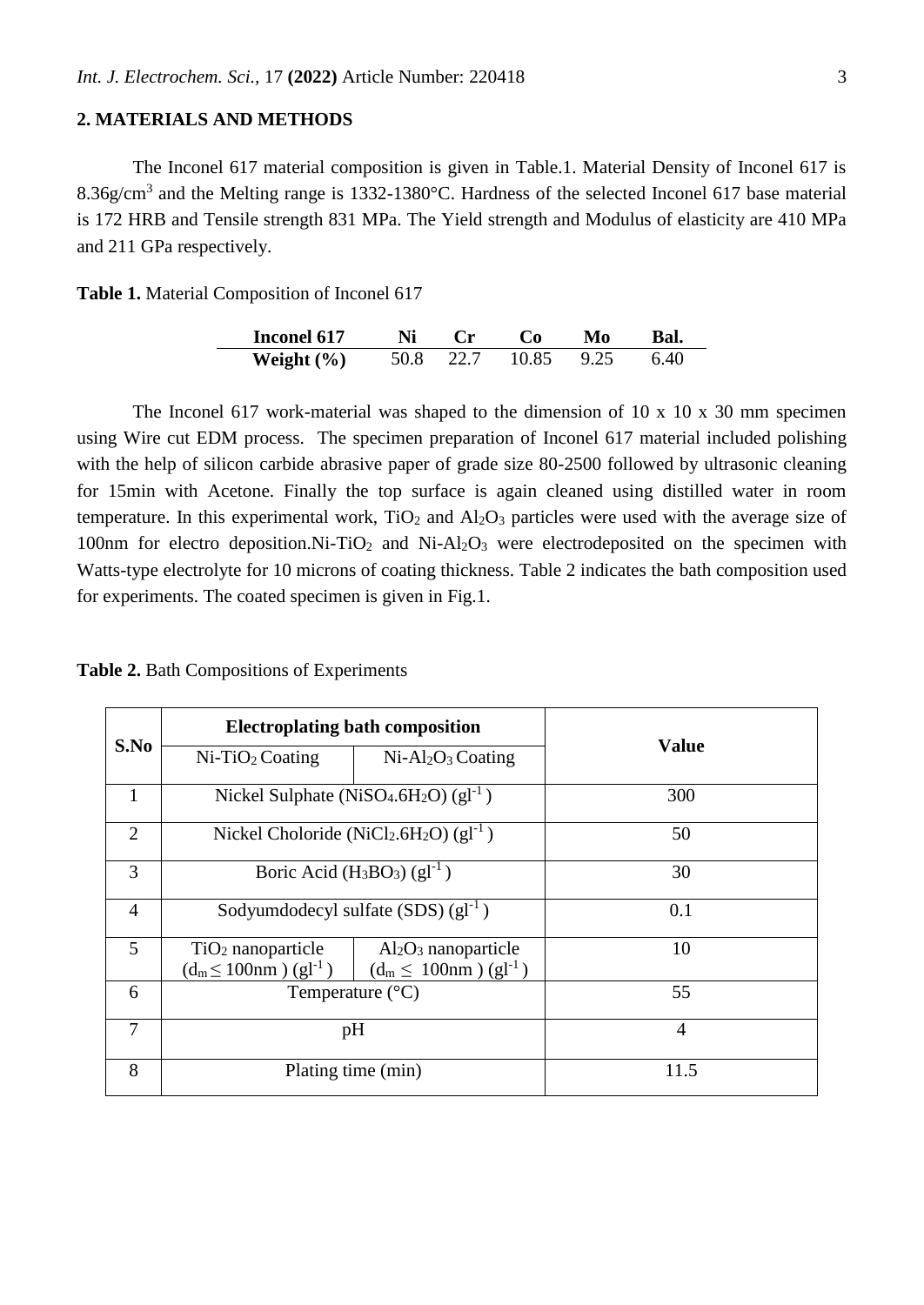## 2. MATERIALS AND METHODS

The Inconel 617 material composition is given in Table.1. Material Density of Inconel 617 is 8.36g/cm$^3$ and the Melting range is 1332-1380°C. Hardness of the selected Inconel 617 base material is 172 HRB and Tensile strength 831 MPa. The Yield strength and Modulus of elasticity are 410 MPa and 211 GPa respectively.

**Table 1.** Material Composition of Inconel 617

| Inconel 617 | Ni | Cr | Co | Mo | Bal. |
|---|---|---|---|---|---|
| **Weight (%)** | 50.8 | 22.7 | 10.85 | 9.25 | 6.40 |

The Inconel 617 work-material was shaped to the dimension of 10 x 10 x 30 mm specimen using Wire cut EDM process. The specimen preparation of Inconel 617 material included polishing with the help of silicon carbide abrasive paper of grade size 80-2500 followed by ultrasonic cleaning for 15min with Acetone. Finally the top surface is again cleaned using distilled water in room temperature. In this experimental work, $TiO_2$ and $Al_2O_3$ particles were used with the average size of 100nm for electro deposition.Ni-$TiO_2$ and Ni-$Al_2O_3$ were electrodeposited on the specimen with Watts-type electrolyte for 10 microns of coating thickness. Table 2 indicates the bath composition used for experiments. The coated specimen is given in Fig.1.

**Table 2.** Bath Compositions of Experiments

| S.No | Electroplating bath composition | | Value |
|---|---|---|---|
| | Ni-$TiO_2$ Coating | Ni-$Al_2O_3$ Coating | |
| 1 | Nickel Sulphate ($NiSO_4.6H_2O$) (gl$^{-1}$) | | 300 |
| 2 | Nickel Choloride ($NiCl_2.6H_2O$) (gl$^{-1}$) | | 50 |
| 3 | Boric Acid ($H_3BO_3$) (gl$^{-1}$) | | 30 |
| 4 | Sodyumdodecyl sulfate (SDS) (gl$^{-1}$) | | 0.1 |
| 5 | $TiO_2$ nanoparticle ($d_m \leq$ 100nm ) (gl$^{-1}$) | $Al_2O_3$ nanoparticle ($d_m \leq$ 100nm ) (gl$^{-1}$) | 10 |
| 6 | Temperature (°C) | | 55 |
| 7 | pH | | 4 |
| 8 | Plating time (min) | | 11.5 |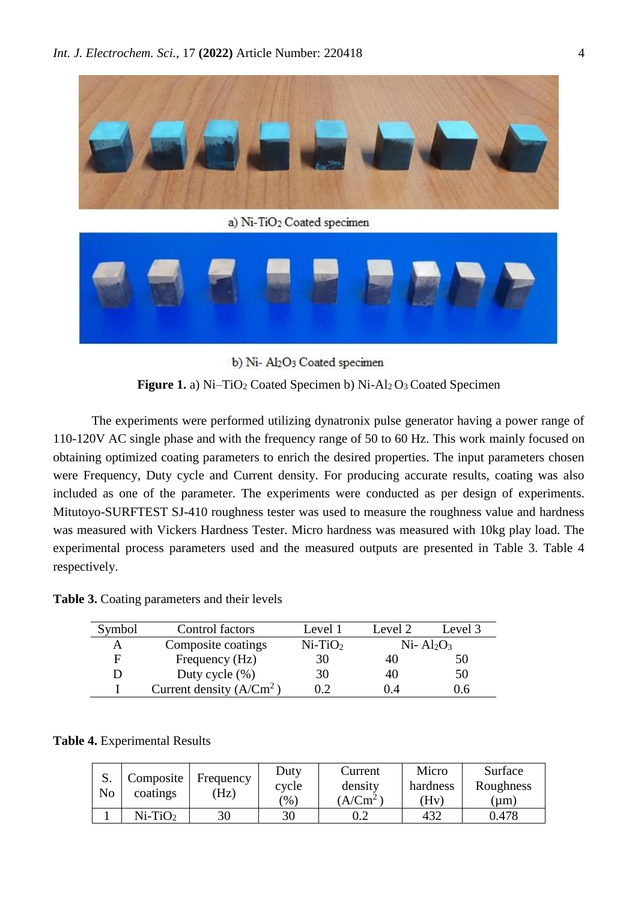a) $Ni$-$TiO_2$ Coated specimen

b) $Ni$- $Al_2O_3$ Coated specimen

**Figure 1.** a) $Ni$–$TiO_2$ Coated Specimen b) $Ni$-$Al_2O_3$ Coated Specimen

The experiments were performed utilizing dynatronix pulse generator having a power range of 110-120V AC single phase and with the frequency range of 50 to 60 Hz. This work mainly focused on obtaining optimized coating parameters to enrich the desired properties. The input parameters chosen were Frequency, Duty cycle and Current density. For producing accurate results, coating was also included as one of the parameter. The experiments were conducted as per design of experiments. Mitutoyo-SURFTEST SJ-410 roughness tester was used to measure the roughness value and hardness was measured with Vickers Hardness Tester. Micro hardness was measured with 10kg play load. The experimental process parameters used and the measured outputs are presented in Table 3. Table 4 respectively.

**Table 3.** Coating parameters and their levels

| Symbol | Control factors | Level 1 | Level 2 | Level 3 |
|---|---|---|---|---|
| A | Composite coatings | $Ni$-$TiO_2$ | $Ni$- $Al_2O_3$ | |
| F | Frequency (Hz) | 30 | 40 | 50 |
| D | Duty cycle (%) | 30 | 40 | 50 |
| I | Current density ($A/Cm^2$) | 0.2 | 0.4 | 0.6 |

**Table 4.** Experimental Results

| S. No | Composite coatings | Frequency (Hz) | Duty cycle (%) | Current density ($A/Cm^2$) | Micro hardness (Hv) | Surface Roughness (μm) |
|---|---|---|---|---|---|---|
| 1 | $Ni$-$TiO_2$ | 30 | 30 | 0.2 | 432 | 0.478 |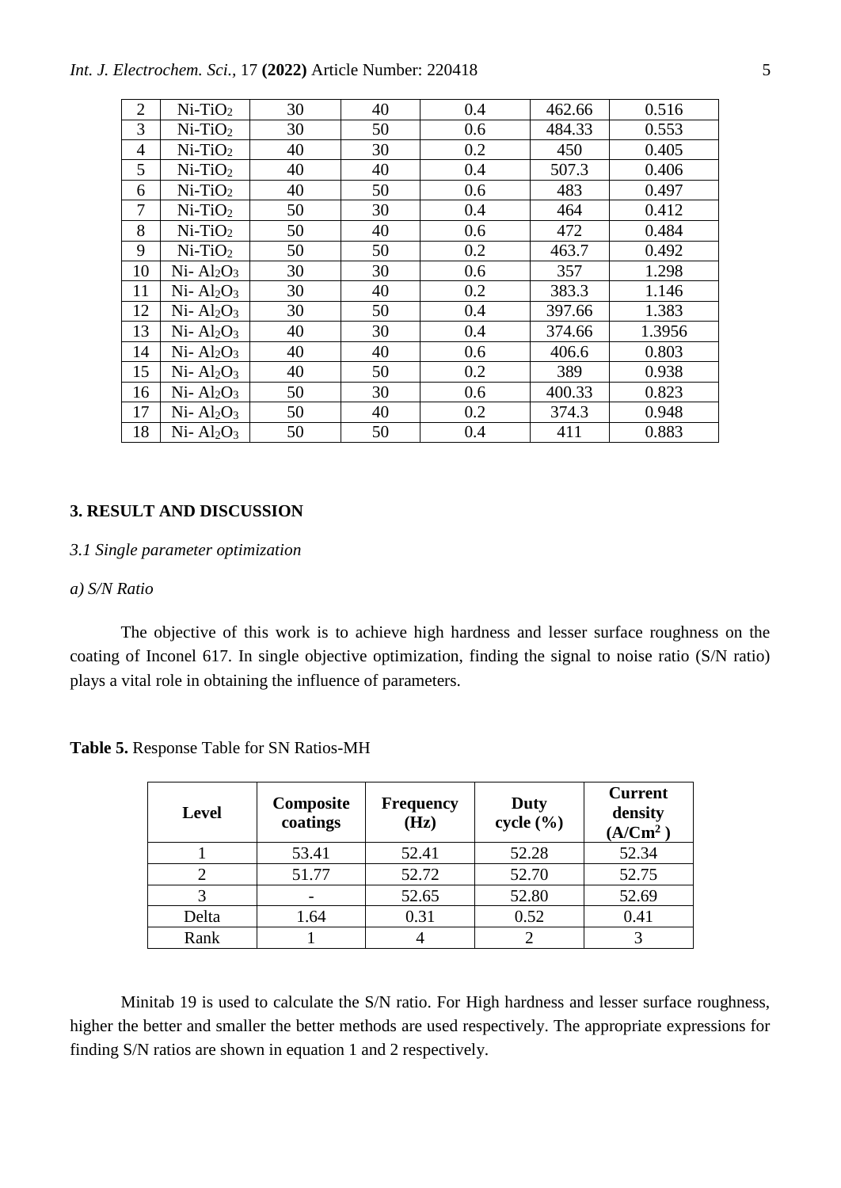| 2 | Ni-$TiO_2$ | 30 | 40 | 0.4 | 462.66 | 0.516 |
|---|---|---|---|---|---|---|
| 3 | Ni-$TiO_2$ | 30 | 50 | 0.6 | 484.33 | 0.553 |
| 4 | Ni-$TiO_2$ | 40 | 30 | 0.2 | 450 | 0.405 |
| 5 | Ni-$TiO_2$ | 40 | 40 | 0.4 | 507.3 | 0.406 |
| 6 | Ni-$TiO_2$ | 40 | 50 | 0.6 | 483 | 0.497 |
| 7 | Ni-$TiO_2$ | 50 | 30 | 0.4 | 464 | 0.412 |
| 8 | Ni-$TiO_2$ | 50 | 40 | 0.6 | 472 | 0.484 |
| 9 | Ni-$TiO_2$ | 50 | 50 | 0.2 | 463.7 | 0.492 |
| 10 | Ni- $Al_2O_3$ | 30 | 30 | 0.6 | 357 | 1.298 |
| 11 | Ni- $Al_2O_3$ | 30 | 40 | 0.2 | 383.3 | 1.146 |
| 12 | Ni- $Al_2O_3$ | 30 | 50 | 0.4 | 397.66 | 1.383 |
| 13 | Ni- $Al_2O_3$ | 40 | 30 | 0.4 | 374.66 | 1.3956 |
| 14 | Ni- $Al_2O_3$ | 40 | 40 | 0.6 | 406.6 | 0.803 |
| 15 | Ni- $Al_2O_3$ | 40 | 50 | 0.2 | 389 | 0.938 |
| 16 | Ni- $Al_2O_3$ | 50 | 30 | 0.6 | 400.33 | 0.823 |
| 17 | Ni- $Al_2O_3$ | 50 | 40 | 0.2 | 374.3 | 0.948 |
| 18 | Ni- $Al_2O_3$ | 50 | 50 | 0.4 | 411 | 0.883 |

## 3. RESULT AND DISCUSSION

### *3.1 Single parameter optimization*

*a) S/N Ratio*

The objective of this work is to achieve high hardness and lesser surface roughness on the coating of Inconel 617. In single objective optimization, finding the signal to noise ratio (S/N ratio) plays a vital role in obtaining the influence of parameters.

**Table 5.** Response Table for SN Ratios-MH

| Level | Composite coatings | Frequency (Hz) | Duty cycle (%) | Current density ($A/Cm^2$) |
|---|---|---|---|---|
| 1 | 53.41 | 52.41 | 52.28 | 52.34 |
| 2 | 51.77 | 52.72 | 52.70 | 52.75 |
| 3 | - | 52.65 | 52.80 | 52.69 |
| Delta | 1.64 | 0.31 | 0.52 | 0.41 |
| Rank | 1 | 4 | 2 | 3 |

Minitab 19 is used to calculate the S/N ratio. For High hardness and lesser surface roughness, higher the better and smaller the better methods are used respectively. The appropriate expressions for finding S/N ratios are shown in equation 1 and 2 respectively.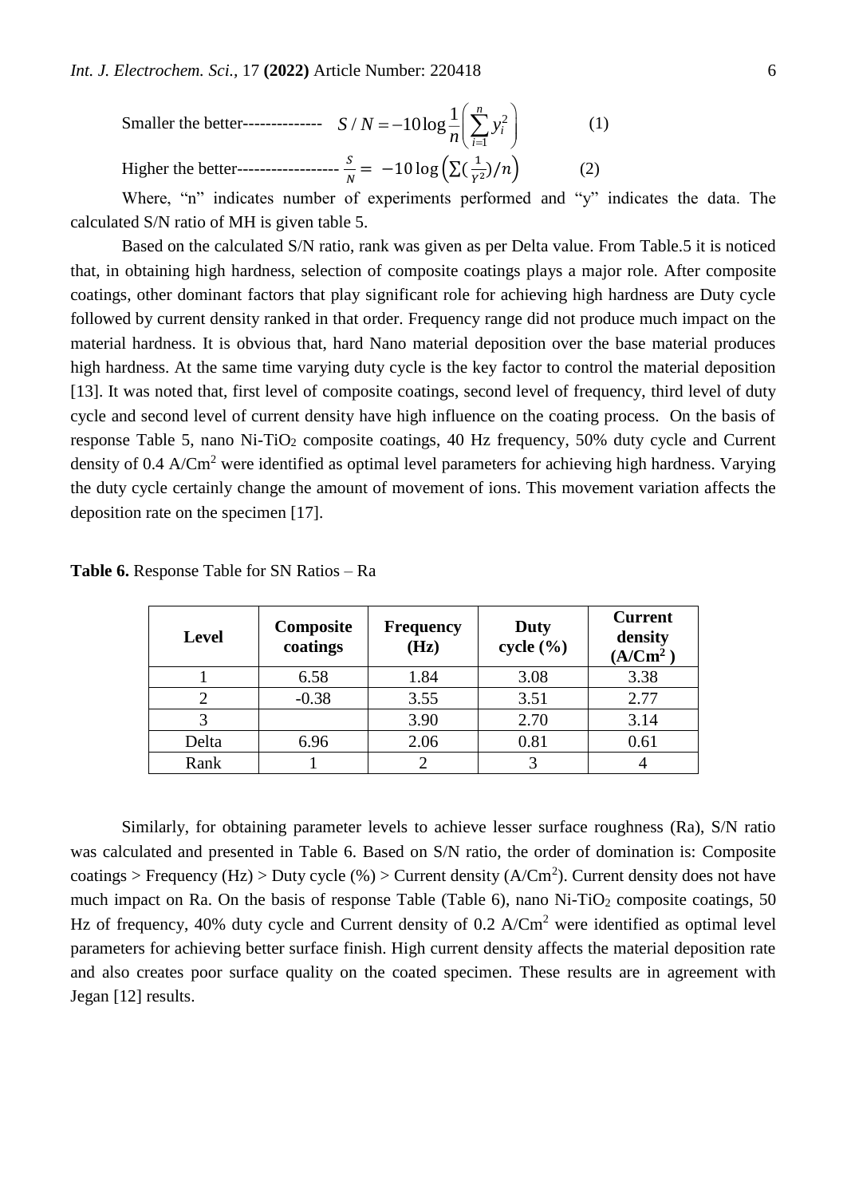Smaller the better-------------- $S/N = -10\log\frac{1}{n}\left(\sum_{i=1}^{n} y_i^2\right)$ (1)

Higher the better------------------ $\frac{S}{N} = -10\log\left(\sum\left(\frac{1}{Y^2}\right)/n\right)$ (2)

Where, "n" indicates number of experiments performed and "y" indicates the data. The calculated S/N ratio of MH is given table 5.

Based on the calculated S/N ratio, rank was given as per Delta value. From Table.5 it is noticed that, in obtaining high hardness, selection of composite coatings plays a major role. After composite coatings, other dominant factors that play significant role for achieving high hardness are Duty cycle followed by current density ranked in that order. Frequency range did not produce much impact on the material hardness. It is obvious that, hard Nano material deposition over the base material produces high hardness. At the same time varying duty cycle is the key factor to control the material deposition [13]. It was noted that, first level of composite coatings, second level of frequency, third level of duty cycle and second level of current density have high influence on the coating process. On the basis of response Table 5, nano Ni-$TiO_2$ composite coatings, 40 Hz frequency, 50% duty cycle and Current density of 0.4 A/$Cm^2$ were identified as optimal level parameters for achieving high hardness. Varying the duty cycle certainly change the amount of movement of ions. This movement variation affects the deposition rate on the specimen [17].

**Table 6.** Response Table for SN Ratios – Ra

| Level | Composite coatings | Frequency (Hz) | Duty cycle (%) | Current density (A/$Cm^2$ ) |
|---|---|---|---|---|
| 1 | 6.58 | 1.84 | 3.08 | 3.38 |
| 2 | -0.38 | 3.55 | 3.51 | 2.77 |
| 3 | | 3.90 | 2.70 | 3.14 |
| Delta | 6.96 | 2.06 | 0.81 | 0.61 |
| Rank | 1 | 2 | 3 | 4 |

Similarly, for obtaining parameter levels to achieve lesser surface roughness (Ra), S/N ratio was calculated and presented in Table 6. Based on S/N ratio, the order of domination is: Composite coatings > Frequency (Hz) > Duty cycle (%) > Current density (A/$Cm^2$). Current density does not have much impact on Ra. On the basis of response Table (Table 6), nano Ni-$TiO_2$ composite coatings, 50 Hz of frequency, 40% duty cycle and Current density of 0.2 A/$Cm^2$ were identified as optimal level parameters for achieving better surface finish. High current density affects the material deposition rate and also creates poor surface quality on the coated specimen. These results are in agreement with Jegan [12] results.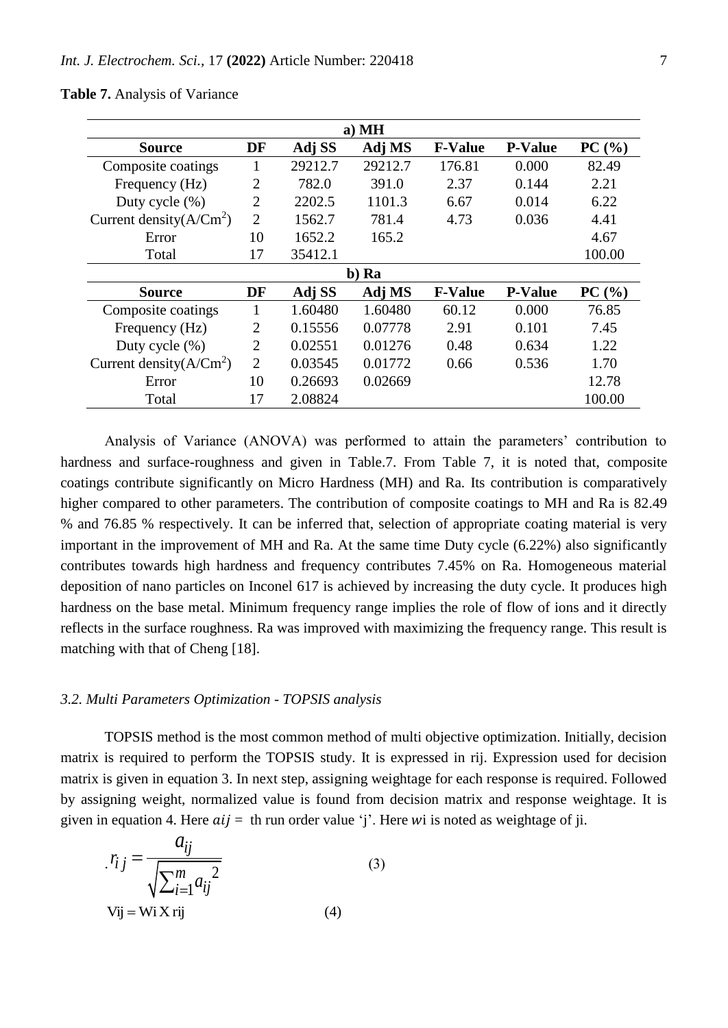**Table 7.** Analysis of Variance

| a) MH | | | | | | |
|---|---|---|---|---|---|---|
| **Source** | **DF** | **Adj SS** | **Adj MS** | **F-Value** | **P-Value** | **PC (%)** |
| Composite coatings | 1 | 29212.7 | 29212.7 | 176.81 | 0.000 | 82.49 |
| Frequency (Hz) | 2 | 782.0 | 391.0 | 2.37 | 0.144 | 2.21 |
| Duty cycle (%) | 2 | 2202.5 | 1101.3 | 6.67 | 0.014 | 6.22 |
| Current density($A/Cm^2$) | 2 | 1562.7 | 781.4 | 4.73 | 0.036 | 4.41 |
| Error | 10 | 1652.2 | 165.2 | | | 4.67 |
| Total | 17 | 35412.1 | | | | 100.00 |
| **b) Ra** | | | | | | |
| **Source** | **DF** | **Adj SS** | **Adj MS** | **F-Value** | **P-Value** | **PC (%)** |
| Composite coatings | 1 | 1.60480 | 1.60480 | 60.12 | 0.000 | 76.85 |
| Frequency (Hz) | 2 | 0.15556 | 0.07778 | 2.91 | 0.101 | 7.45 |
| Duty cycle (%) | 2 | 0.02551 | 0.01276 | 0.48 | 0.634 | 1.22 |
| Current density($A/Cm^2$) | 2 | 0.03545 | 0.01772 | 0.66 | 0.536 | 1.70 |
| Error | 10 | 0.26693 | 0.02669 | | | 12.78 |
| Total | 17 | 2.08824 | | | | 100.00 |

Analysis of Variance (ANOVA) was performed to attain the parameters' contribution to hardness and surface-roughness and given in Table.7. From Table 7, it is noted that, composite coatings contribute significantly on Micro Hardness (MH) and Ra. Its contribution is comparatively higher compared to other parameters. The contribution of composite coatings to MH and Ra is 82.49 % and 76.85 % respectively. It can be inferred that, selection of appropriate coating material is very important in the improvement of MH and Ra. At the same time Duty cycle (6.22%) also significantly contributes towards high hardness and frequency contributes 7.45% on Ra. Homogeneous material deposition of nano particles on Inconel 617 is achieved by increasing the duty cycle. It produces high hardness on the base metal. Minimum frequency range implies the role of flow of ions and it directly reflects in the surface roughness. Ra was improved with maximizing the frequency range. This result is matching with that of Cheng [18].

### *3.2. Multi Parameters Optimization - TOPSIS analysis*

TOPSIS method is the most common method of multi objective optimization. Initially, decision matrix is required to perform the TOPSIS study. It is expressed in rij. Expression used for decision matrix is given in equation 3. In next step, assigning weightage for each response is required. Followed by assigning weight, normalized value is found from decision matrix and response weightage. It is given in equation 4. Here $aij =$ th run order value 'j'. Here $w$i is noted as weightage of ji.

$$r_{ij} = \frac{a_{ij}}{\sqrt{\sum_{i=1}^{m} a_{ij}^2}} \quad (3)$$

$$V_{ij} = W_i \times r_{ij} \quad (4)$$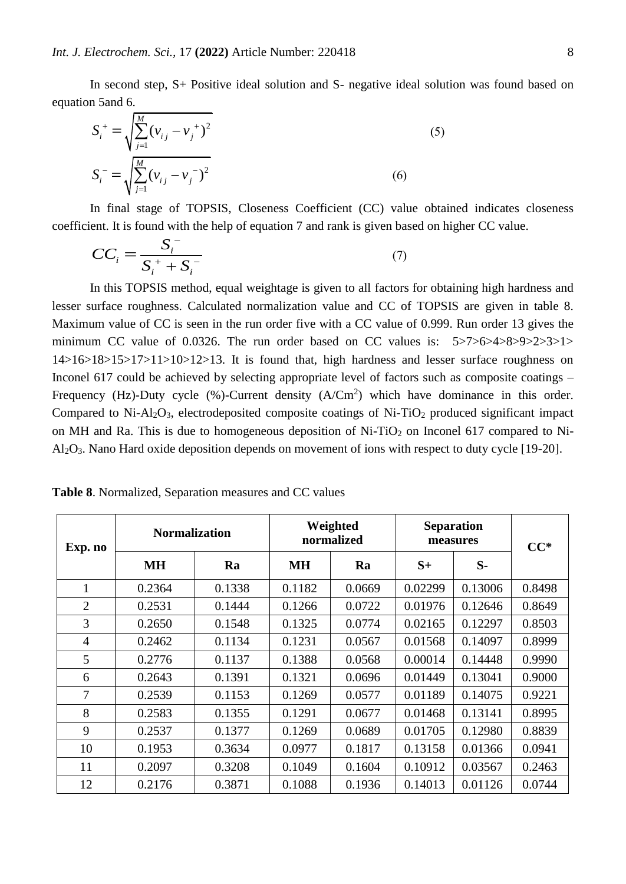In second step, S+ Positive ideal solution and S- negative ideal solution was found based on equation 5and 6.

$$S_i^+ = \sqrt{\sum_{j=1}^{M} (v_{ij} - v_j^+)^2} \qquad (5)$$

$$S_i^- = \sqrt{\sum_{j=1}^{M} (v_{ij} - v_j^-)^2} \qquad (6)$$

In final stage of TOPSIS, Closeness Coefficient (CC) value obtained indicates closeness coefficient. It is found with the help of equation 7 and rank is given based on higher CC value.

$$CC_i = \frac{S_i^-}{S_i^+ + S_i^-} \qquad (7)$$

In this TOPSIS method, equal weightage is given to all factors for obtaining high hardness and lesser surface roughness. Calculated normalization value and CC of TOPSIS are given in table 8. Maximum value of CC is seen in the run order five with a CC value of 0.999. Run order 13 gives the minimum CC value of 0.0326. The run order based on CC values is: 5>7>6>4>8>9>2>3>1> 14>16>18>15>17>11>10>12>13. It is found that, high hardness and lesser surface roughness on Inconel 617 could be achieved by selecting appropriate level of factors such as composite coatings – Frequency (Hz)-Duty cycle (%)-Current density ($A/Cm^2$) which have dominance in this order. Compared to Ni-$Al_2O_3$, electrodeposited composite coatings of Ni-$TiO_2$ produced significant impact on MH and Ra. This is due to homogeneous deposition of Ni-$TiO_2$ on Inconel 617 compared to Ni-$Al_2O_3$. Nano Hard oxide deposition depends on movement of ions with respect to duty cycle [19-20].

**Table 8**. Normalized, Separation measures and CC values

| Exp. no | Normalization | | Weighted normalized | | Separation measures | | CC* |
|---|---|---|---|---|---|---|---|
| | MH | Ra | MH | Ra | S+ | S- | |
| 1 | 0.2364 | 0.1338 | 0.1182 | 0.0669 | 0.02299 | 0.13006 | 0.8498 |
| 2 | 0.2531 | 0.1444 | 0.1266 | 0.0722 | 0.01976 | 0.12646 | 0.8649 |
| 3 | 0.2650 | 0.1548 | 0.1325 | 0.0774 | 0.02165 | 0.12297 | 0.8503 |
| 4 | 0.2462 | 0.1134 | 0.1231 | 0.0567 | 0.01568 | 0.14097 | 0.8999 |
| 5 | 0.2776 | 0.1137 | 0.1388 | 0.0568 | 0.00014 | 0.14448 | 0.9990 |
| 6 | 0.2643 | 0.1391 | 0.1321 | 0.0696 | 0.01449 | 0.13041 | 0.9000 |
| 7 | 0.2539 | 0.1153 | 0.1269 | 0.0577 | 0.01189 | 0.14075 | 0.9221 |
| 8 | 0.2583 | 0.1355 | 0.1291 | 0.0677 | 0.01468 | 0.13141 | 0.8995 |
| 9 | 0.2537 | 0.1377 | 0.1269 | 0.0689 | 0.01705 | 0.12980 | 0.8839 |
| 10 | 0.1953 | 0.3634 | 0.0977 | 0.1817 | 0.13158 | 0.01366 | 0.0941 |
| 11 | 0.2097 | 0.3208 | 0.1049 | 0.1604 | 0.10912 | 0.03567 | 0.2463 |
| 12 | 0.2176 | 0.3871 | 0.1088 | 0.1936 | 0.14013 | 0.01126 | 0.0744 |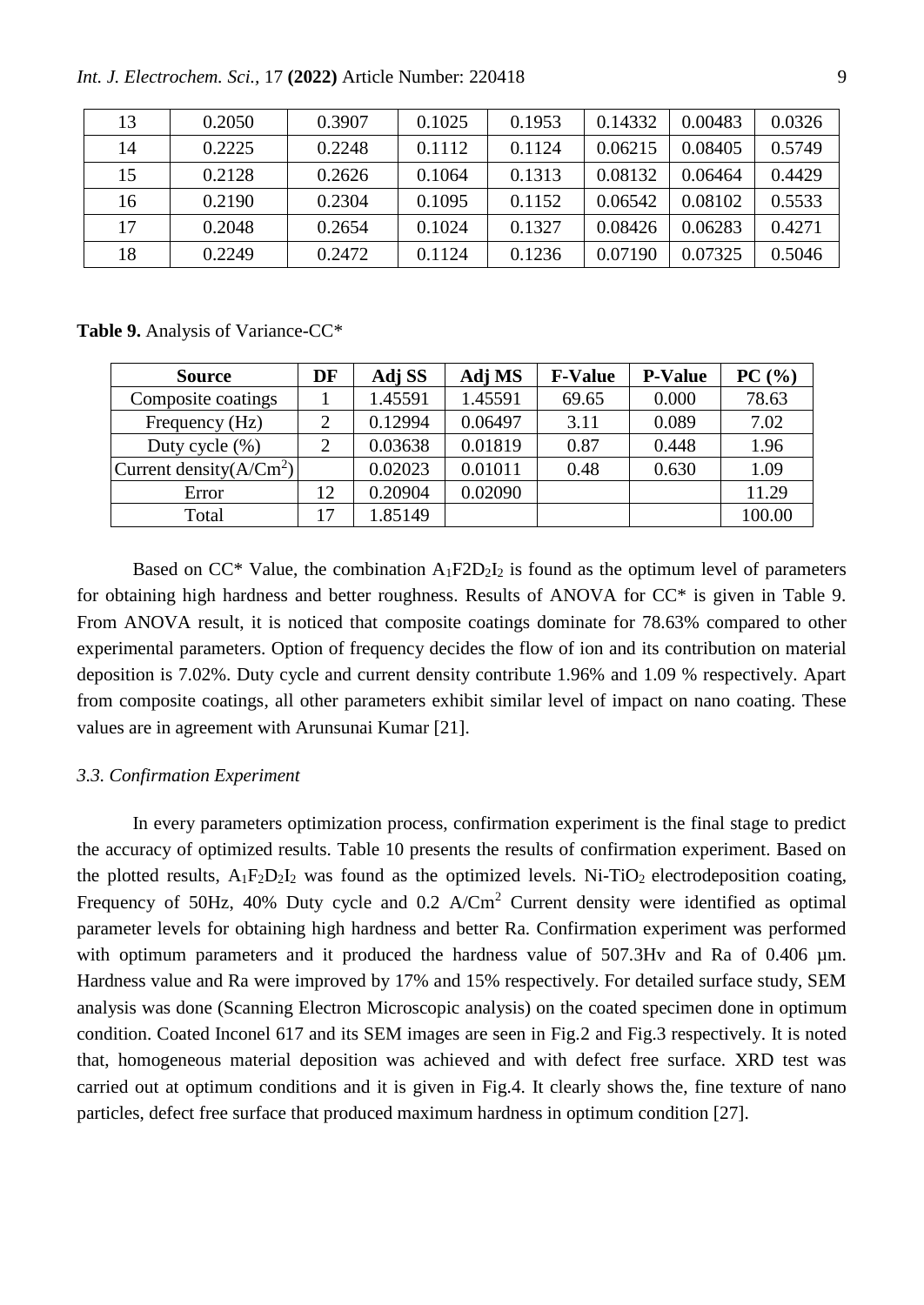| 13 | 0.2050 | 0.3907 | 0.1025 | 0.1953 | 0.14332 | 0.00483 | 0.0326 |
|---|---|---|---|---|---|---|---|
| 14 | 0.2225 | 0.2248 | 0.1112 | 0.1124 | 0.06215 | 0.08405 | 0.5749 |
| 15 | 0.2128 | 0.2626 | 0.1064 | 0.1313 | 0.08132 | 0.06464 | 0.4429 |
| 16 | 0.2190 | 0.2304 | 0.1095 | 0.1152 | 0.06542 | 0.08102 | 0.5533 |
| 17 | 0.2048 | 0.2654 | 0.1024 | 0.1327 | 0.08426 | 0.06283 | 0.4271 |
| 18 | 0.2249 | 0.2472 | 0.1124 | 0.1236 | 0.07190 | 0.07325 | 0.5046 |

**Table 9.** Analysis of Variance-CC*

| Source | DF | Adj SS | Adj MS | F-Value | P-Value | PC (%) |
|---|---|---|---|---|---|---|
| Composite coatings | 1 | 1.45591 | 1.45591 | 69.65 | 0.000 | 78.63 |
| Frequency (Hz) | 2 | 0.12994 | 0.06497 | 3.11 | 0.089 | 7.02 |
| Duty cycle (%) | 2 | 0.03638 | 0.01819 | 0.87 | 0.448 | 1.96 |
| Current density($A/Cm^2$) | | 0.02023 | 0.01011 | 0.48 | 0.630 | 1.09 |
| Error | 12 | 0.20904 | 0.02090 | | | 11.29 |
| Total | 17 | 1.85149 | | | | 100.00 |

Based on CC* Value, the combination $A_1F2D_2I_2$ is found as the optimum level of parameters for obtaining high hardness and better roughness. Results of ANOVA for CC* is given in Table 9. From ANOVA result, it is noticed that composite coatings dominate for 78.63% compared to other experimental parameters. Option of frequency decides the flow of ion and its contribution on material deposition is 7.02%. Duty cycle and current density contribute 1.96% and 1.09 % respectively. Apart from composite coatings, all other parameters exhibit similar level of impact on nano coating. These values are in agreement with Arunsunai Kumar [21].

### *3.3. Confirmation Experiment*

In every parameters optimization process, confirmation experiment is the final stage to predict the accuracy of optimized results. Table 10 presents the results of confirmation experiment. Based on the plotted results, $A_1F_2D_2I_2$ was found as the optimized levels. Ni-$TiO_2$ electrodeposition coating, Frequency of 50Hz, 40% Duty cycle and 0.2 $A/Cm^2$ Current density were identified as optimal parameter levels for obtaining high hardness and better Ra. Confirmation experiment was performed with optimum parameters and it produced the hardness value of 507.3Hv and Ra of 0.406 µm. Hardness value and Ra were improved by 17% and 15% respectively. For detailed surface study, SEM analysis was done (Scanning Electron Microscopic analysis) on the coated specimen done in optimum condition. Coated Inconel 617 and its SEM images are seen in Fig.2 and Fig.3 respectively. It is noted that, homogeneous material deposition was achieved and with defect free surface. XRD test was carried out at optimum conditions and it is given in Fig.4. It clearly shows the, fine texture of nano particles, defect free surface that produced maximum hardness in optimum condition [27].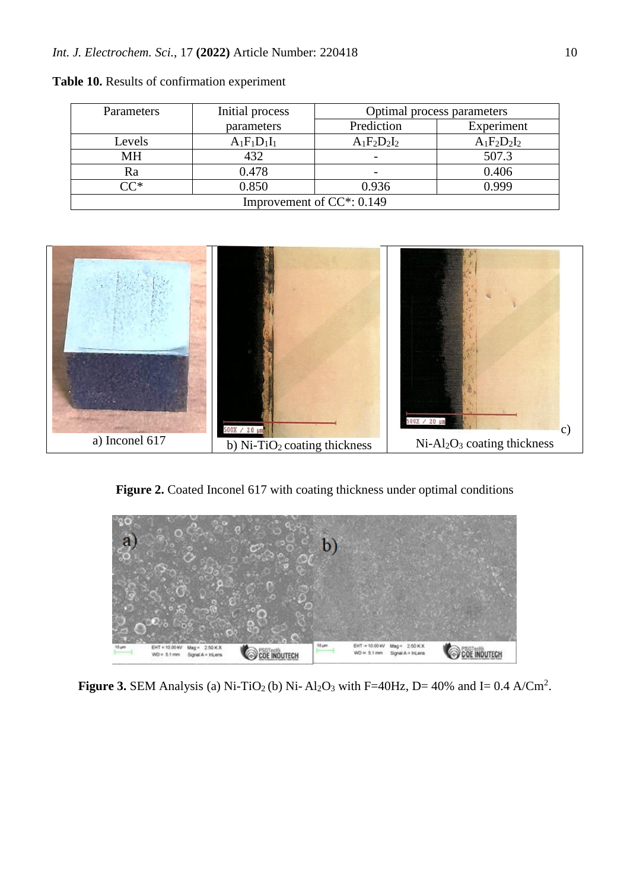**Table 10.** Results of confirmation experiment

| Parameters | Initial process parameters | Optimal process parameters | |
|---|---|---|---|
| | | Prediction | Experiment |
| Levels | $A_1F_1D_1I_1$ | $A_1F_2D_2I_2$ | $A_1F_2D_2I_2$ |
| MH | 432 | - | 507.3 |
| Ra | 0.478 | - | 0.406 |
| CC* | 0.850 | 0.936 | 0.999 |
| Improvement of CC*: 0.149 | | | |

a) Inconel 617 | b) Ni-$TiO_2$ coating thickness | c) Ni-$Al_2O_3$ coating thickness

**Figure 2.** Coated Inconel 617 with coating thickness under optimal conditions

**Figure 3.** SEM Analysis (a) Ni-$TiO_2$ (b) Ni- $Al_2O_3$ with F=40Hz, D= 40% and I= 0.4 $A/Cm^2$.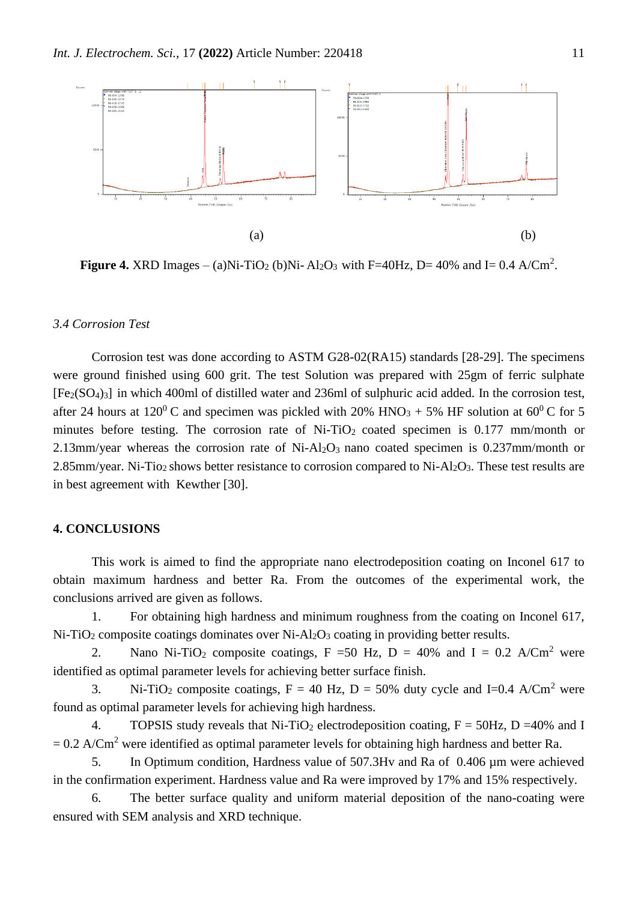(a) (b)

**Figure 4.** XRD Images – (a)Ni-$TiO_2$ (b)Ni- $Al_2O_3$ with F=40Hz, D= 40% and I= 0.4 A/$Cm^2$.

### *3.4 Corrosion Test*

Corrosion test was done according to ASTM G28-02(RA15) standards [28-29]. The specimens were ground finished using 600 grit. The test Solution was prepared with 25gm of ferric sulphate [$Fe_2(SO_4)_3$] in which 400ml of distilled water and 236ml of sulphuric acid added. In the corrosion test, after 24 hours at $120^0$ C and specimen was pickled with 20% $HNO_3$ + 5% HF solution at $60^0$ C for 5 minutes before testing. The corrosion rate of Ni-$TiO_2$ coated specimen is 0.177 mm/month or 2.13mm/year whereas the corrosion rate of Ni-$Al_2O_3$ nano coated specimen is 0.237mm/month or 2.85mm/year. Ni-$Tio_2$ shows better resistance to corrosion compared to Ni-$Al_2O_3$. These test results are in best agreement with Kewther [30].

## 4. CONCLUSIONS

This work is aimed to find the appropriate nano electrodeposition coating on Inconel 617 to obtain maximum hardness and better Ra. From the outcomes of the experimental work, the conclusions arrived are given as follows.

1. For obtaining high hardness and minimum roughness from the coating on Inconel 617, Ni-$TiO_2$ composite coatings dominates over Ni-$Al_2O_3$ coating in providing better results.
2. Nano Ni-$TiO_2$ composite coatings, F =50 Hz, D = 40% and I = 0.2 A/$Cm^2$ were identified as optimal parameter levels for achieving better surface finish.
3. Ni-$TiO_2$ composite coatings, F = 40 Hz, D = 50% duty cycle and I=0.4 A/$Cm^2$ were found as optimal parameter levels for achieving high hardness.
4. TOPSIS study reveals that Ni-$TiO_2$ electrodeposition coating, F = 50Hz, D =40% and I = 0.2 A/$Cm^2$ were identified as optimal parameter levels for obtaining high hardness and better Ra.
5. In Optimum condition, Hardness value of 507.3Hv and Ra of 0.406 µm were achieved in the confirmation experiment. Hardness value and Ra were improved by 17% and 15% respectively.
6. The better surface quality and uniform material deposition of the nano-coating were ensured with SEM analysis and XRD technique.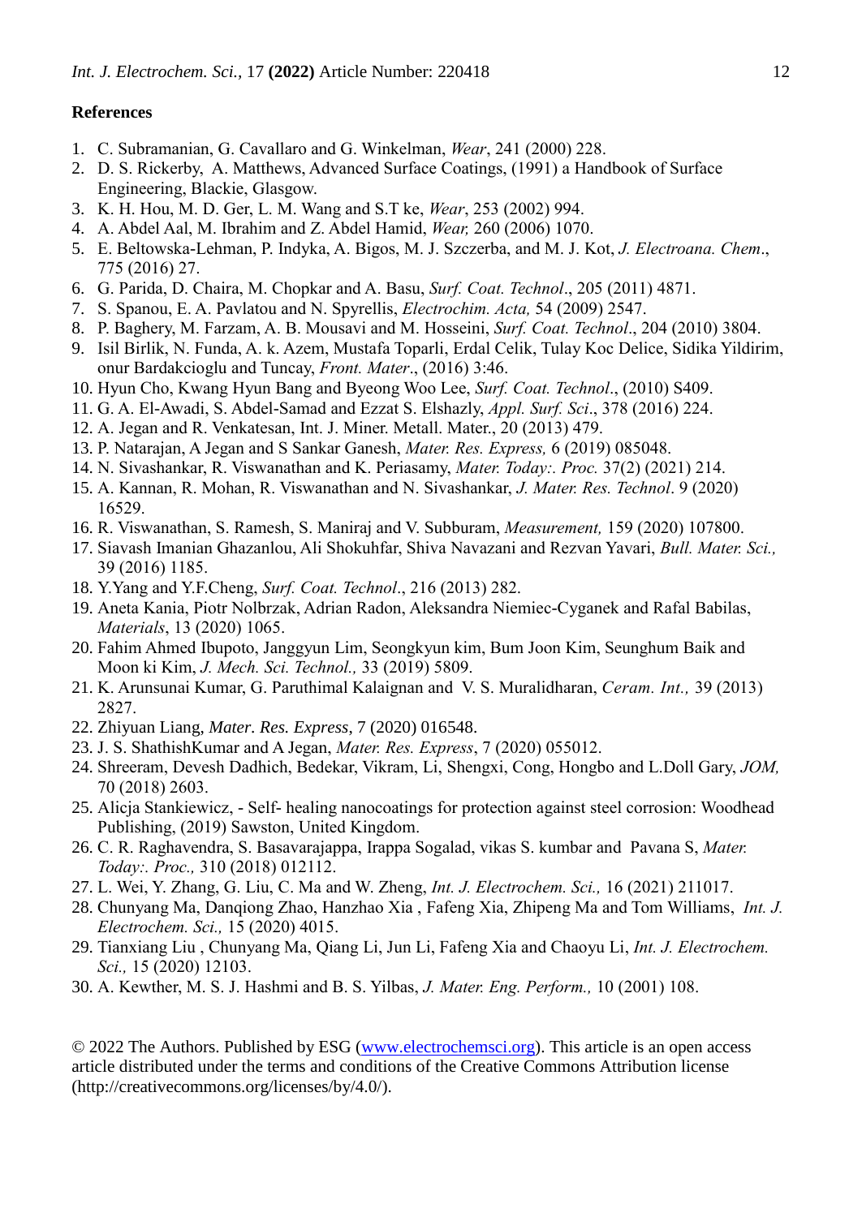## References

1. C. Subramanian, G. Cavallaro and G. Winkelman, *Wear*, 241 (2000) 228.
2. D. S. Rickerby, A. Matthews, Advanced Surface Coatings, (1991) a Handbook of Surface Engineering, Blackie, Glasgow.
3. K. H. Hou, M. D. Ger, L. M. Wang and S.T ke, *Wear*, 253 (2002) 994.
4. A. Abdel Aal, M. Ibrahim and Z. Abdel Hamid, *Wear,* 260 (2006) 1070.
5. E. Beltowska-Lehman, P. Indyka, A. Bigos, M. J. Szczerba, and M. J. Kot, *J. Electroana. Chem*., 775 (2016) 27.
6. G. Parida, D. Chaira, M. Chopkar and A. Basu, *Surf. Coat. Technol*., 205 (2011) 4871.
7. S. Spanou, E. A. Pavlatou and N. Spyrellis, *Electrochim. Acta,* 54 (2009) 2547.
8. P. Baghery, M. Farzam, A. B. Mousavi and M. Hosseini, *Surf. Coat. Technol*., 204 (2010) 3804.
9. Isil Birlik, N. Funda, A. k. Azem, Mustafa Toparli, Erdal Celik, Tulay Koc Delice, Sidika Yildirim, onur Bardakcioglu and Tuncay, *Front. Mater*., (2016) 3:46.
10. Hyun Cho, Kwang Hyun Bang and Byeong Woo Lee, *Surf. Coat. Technol*., (2010) S409.
11. G. A. El-Awadi, S. Abdel-Samad and Ezzat S. Elshazly, *Appl. Surf. Sci*., 378 (2016) 224.
12. A. Jegan and R. Venkatesan, Int. J. Miner. Metall. Mater., 20 (2013) 479.
13. P. Natarajan, A Jegan and S Sankar Ganesh, *Mater. Res. Express,* 6 (2019) 085048.
14. N. Sivashankar, R. Viswanathan and K. Periasamy, *Mater. Today:. Proc.* 37(2) (2021) 214.
15. A. Kannan, R. Mohan, R. Viswanathan and N. Sivashankar, *J. Mater. Res. Technol*. 9 (2020) 16529.
16. R. Viswanathan, S. Ramesh, S. Maniraj and V. Subburam, *Measurement,* 159 (2020) 107800.
17. Siavash Imanian Ghazanlou, Ali Shokuhfar, Shiva Navazani and Rezvan Yavari, *Bull. Mater. Sci.,* 39 (2016) 1185.
18. Y.Yang and Y.F.Cheng, *Surf. Coat. Technol*., 216 (2013) 282.
19. Aneta Kania, Piotr Nolbrzak, Adrian Radon, Aleksandra Niemiec-Cyganek and Rafal Babilas, *Materials*, 13 (2020) 1065.
20. Fahim Ahmed Ibupoto, Janggyun Lim, Seongkyun kim, Bum Joon Kim, Seunghum Baik and Moon ki Kim, *J. Mech. Sci. Technol.,* 33 (2019) 5809.
21. K. Arunsunai Kumar, G. Paruthimal Kalaignan and V. S. Muralidharan, *Ceram. Int.,* 39 (2013) 2827.
22. Zhiyuan Liang, *Mater. Res. Express*, 7 (2020) 016548.
23. J. S. ShathishKumar and A Jegan, *Mater. Res. Express*, 7 (2020) 055012.
24. Shreeram, Devesh Dadhich, Bedekar, Vikram, Li, Shengxi, Cong, Hongbo and L.Doll Gary, *JOM,* 70 (2018) 2603.
25. Alicja Stankiewicz, - Self- healing nanocoatings for protection against steel corrosion: Woodhead Publishing, (2019) Sawston, United Kingdom.
26. C. R. Raghavendra, S. Basavarajappa, Irappa Sogalad, vikas S. kumbar and Pavana S, *Mater. Today:. Proc.,* 310 (2018) 012112.
27. L. Wei, Y. Zhang, G. Liu, C. Ma and W. Zheng, *Int. J. Electrochem. Sci.,* 16 (2021) 211017.
28. Chunyang Ma, Danqiong Zhao, Hanzhao Xia , Fafeng Xia, Zhipeng Ma and Tom Williams, *Int. J. Electrochem. Sci.,* 15 (2020) 4015.
29. Tianxiang Liu , Chunyang Ma, Qiang Li, Jun Li, Fafeng Xia and Chaoyu Li, *Int. J. Electrochem. Sci.,* 15 (2020) 12103.
30. A. Kewther, M. S. J. Hashmi and B. S. Yilbas, *J. Mater. Eng. Perform.,* 10 (2001) 108.

© 2022 The Authors. Published by ESG (www.electrochemsci.org). This article is an open access article distributed under the terms and conditions of the Creative Commons Attribution license (http://creativecommons.org/licenses/by/4.0/).